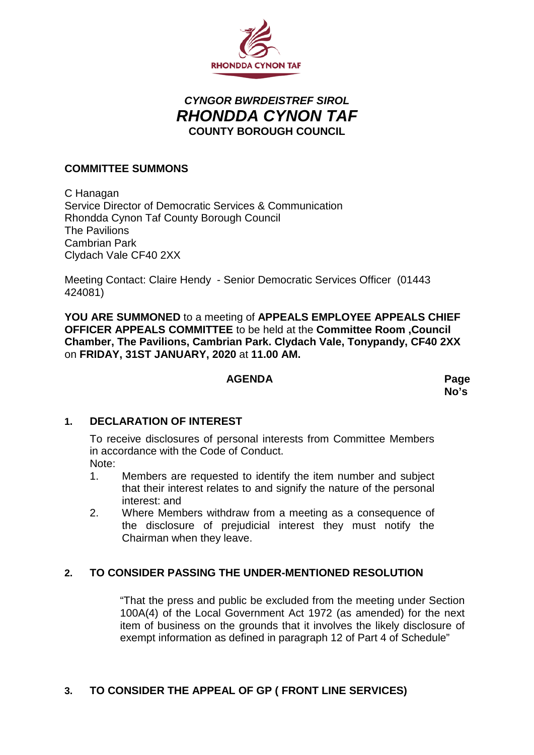RHONDDA CYNON TAF

*CYNGOR BWRDEISTREF SIROL*
# *RHONDDA CYNON TAF*
**COUNTY BOROUGH COUNCIL**

**COMMITTEE SUMMONS**

C Hanagan
Service Director of Democratic Services & Communication
Rhondda Cynon Taf County Borough Council
The Pavilions
Cambrian Park
Clydach Vale CF40 2XX

Meeting Contact: Claire Hendy - Senior Democratic Services Officer (01443 424081)

**YOU ARE SUMMONED** to a meeting of **APPEALS EMPLOYEE APPEALS CHIEF OFFICER APPEALS COMMITTEE** to be held at the **Committee Room ,Council Chamber, The Pavilions, Cambrian Park. Clydach Vale, Tonypandy, CF40 2XX** on **FRIDAY, 31ST JANUARY, 2020** at **11.00 AM.**

**AGENDA** | **Page No's**

**1. DECLARATION OF INTEREST**

To receive disclosures of personal interests from Committee Members in accordance with the Code of Conduct.
Note:

1. Members are requested to identify the item number and subject that their interest relates to and signify the nature of the personal interest: and
2. Where Members withdraw from a meeting as a consequence of the disclosure of prejudicial interest they must notify the Chairman when they leave.

**2. TO CONSIDER PASSING THE UNDER-MENTIONED RESOLUTION**

"That the press and public be excluded from the meeting under Section 100A(4) of the Local Government Act 1972 (as amended) for the next item of business on the grounds that it involves the likely disclosure of exempt information as defined in paragraph 12 of Part 4 of Schedule"

**3. TO CONSIDER THE APPEAL OF GP ( FRONT LINE SERVICES)**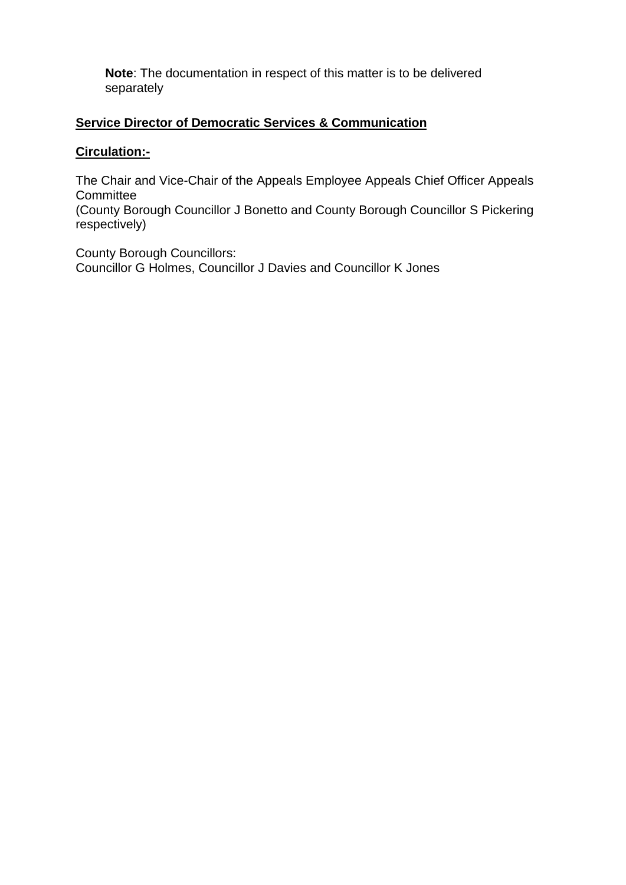**Note**: The documentation in respect of this matter is to be delivered separately

**<u>Service Director of Democratic Services & Communication</u>**

**<u>Circulation:-</u>**

The Chair and Vice-Chair of the Appeals Employee Appeals Chief Officer Appeals Committee
(County Borough Councillor J Bonetto and County Borough Councillor S Pickering respectively)

County Borough Councillors:
Councillor G Holmes, Councillor J Davies and Councillor K Jones